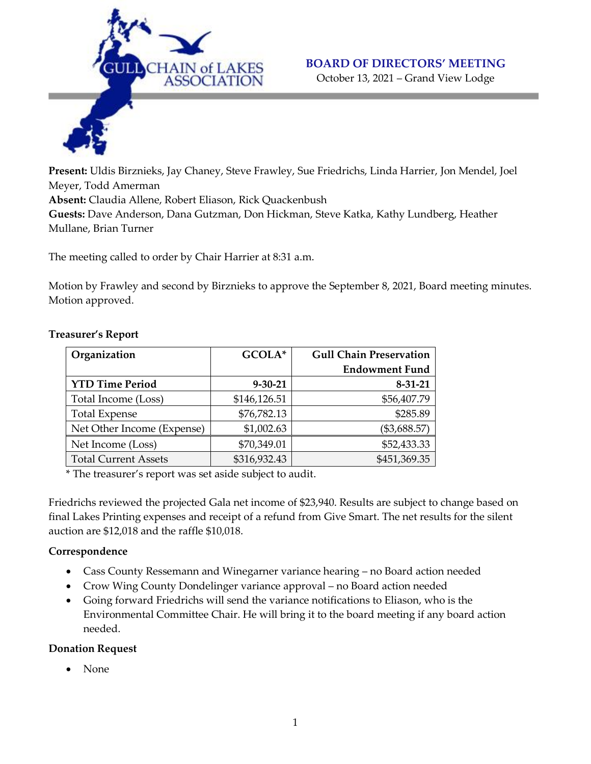GULL CHAIN of LAKES ASSOCIATION

## BOARD OF DIRECTORS' MEETING

October 13, 2021 – Grand View Lodge

**Present:** Uldis Birznieks, Jay Chaney, Steve Frawley, Sue Friedrichs, Linda Harrier, Jon Mendel, Joel Meyer, Todd Amerman
**Absent:** Claudia Allene, Robert Eliason, Rick Quackenbush
**Guests:** Dave Anderson, Dana Gutzman, Don Hickman, Steve Katka, Kathy Lundberg, Heather Mullane, Brian Turner

The meeting called to order by Chair Harrier at 8:31 a.m.

Motion by Frawley and second by Birznieks to approve the September 8, 2021, Board meeting minutes. Motion approved.

**Treasurer's Report**

| Organization | GCOLA* | Gull Chain Preservation Endowment Fund |
|---|---:|---:|
| **YTD Time Period** | **9-30-21** | **8-31-21** |
| Total Income (Loss) | $146,126.51 | $56,407.79 |
| Total Expense | $76,782.13 | $285.89 |
| Net Other Income (Expense) | $1,002.63 | ($3,688.57) |
| Net Income (Loss) | $70,349.01 | $52,433.33 |
| Total Current Assets | $316,932.43 | $451,369.35 |

\* The treasurer's report was set aside subject to audit.

Friedrichs reviewed the projected Gala net income of $23,940. Results are subject to change based on final Lakes Printing expenses and receipt of a refund from Give Smart. The net results for the silent auction are $12,018 and the raffle $10,018.

**Correspondence**

- Cass County Ressemann and Winegarner variance hearing – no Board action needed
- Crow Wing County Dondelinger variance approval – no Board action needed
- Going forward Friedrichs will send the variance notifications to Eliason, who is the Environmental Committee Chair. He will bring it to the board meeting if any board action needed.

**Donation Request**

- None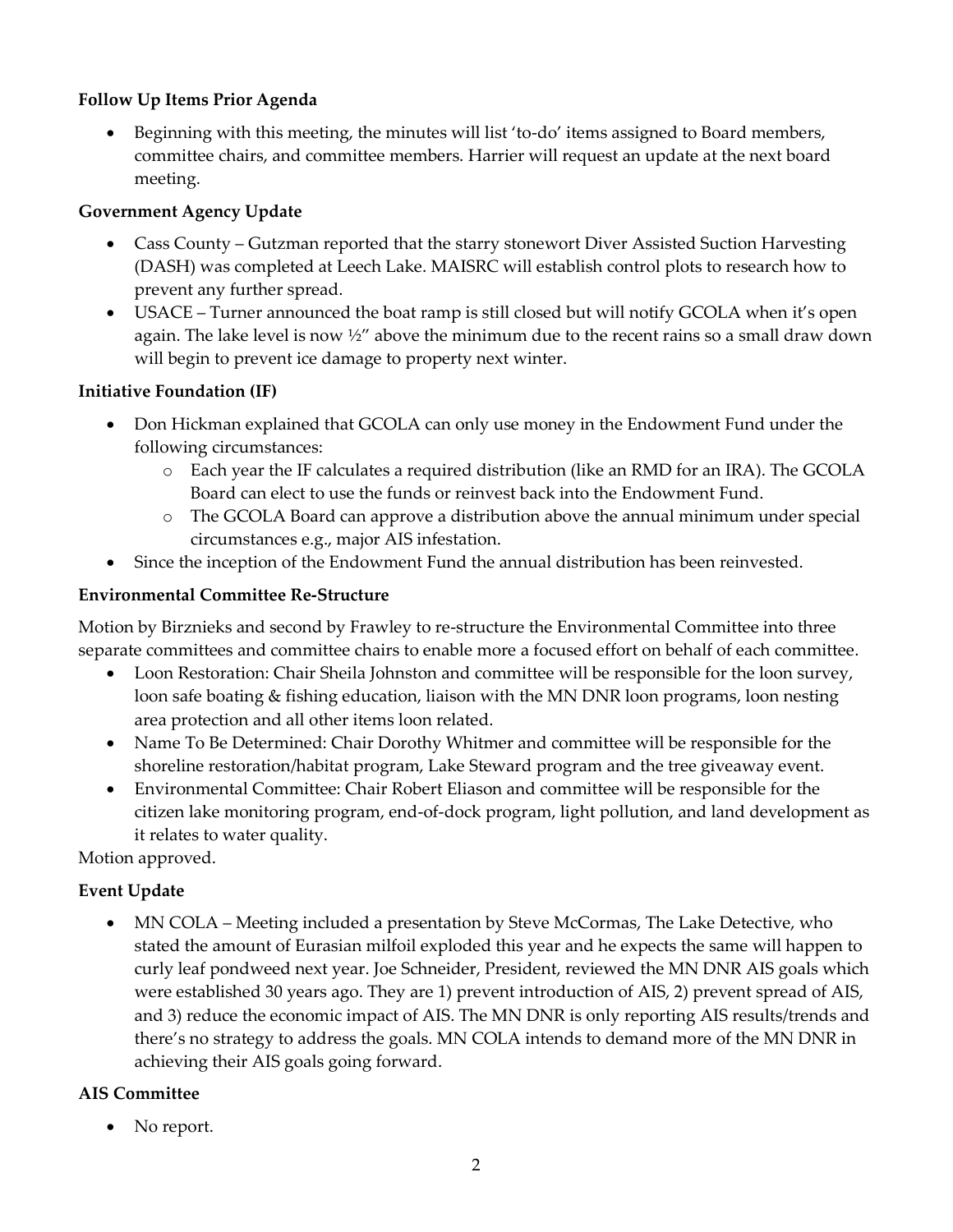**Follow Up Items Prior Agenda**

- Beginning with this meeting, the minutes will list 'to-do' items assigned to Board members, committee chairs, and committee members. Harrier will request an update at the next board meeting.

**Government Agency Update**

- Cass County – Gutzman reported that the starry stonewort Diver Assisted Suction Harvesting (DASH) was completed at Leech Lake. MAISRC will establish control plots to research how to prevent any further spread.
- USACE – Turner announced the boat ramp is still closed but will notify GCOLA when it's open again. The lake level is now ½" above the minimum due to the recent rains so a small draw down will begin to prevent ice damage to property next winter.

**Initiative Foundation (IF)**

- Don Hickman explained that GCOLA can only use money in the Endowment Fund under the following circumstances:
  - Each year the IF calculates a required distribution (like an RMD for an IRA). The GCOLA Board can elect to use the funds or reinvest back into the Endowment Fund.
  - The GCOLA Board can approve a distribution above the annual minimum under special circumstances e.g., major AIS infestation.
- Since the inception of the Endowment Fund the annual distribution has been reinvested.

**Environmental Committee Re-Structure**

Motion by Birznieks and second by Frawley to re-structure the Environmental Committee into three separate committees and committee chairs to enable more a focused effort on behalf of each committee.

- Loon Restoration: Chair Sheila Johnston and committee will be responsible for the loon survey, loon safe boating & fishing education, liaison with the MN DNR loon programs, loon nesting area protection and all other items loon related.
- Name To Be Determined: Chair Dorothy Whitmer and committee will be responsible for the shoreline restoration/habitat program, Lake Steward program and the tree giveaway event.
- Environmental Committee: Chair Robert Eliason and committee will be responsible for the citizen lake monitoring program, end-of-dock program, light pollution, and land development as it relates to water quality.

Motion approved.

**Event Update**

- MN COLA – Meeting included a presentation by Steve McCormas, The Lake Detective, who stated the amount of Eurasian milfoil exploded this year and he expects the same will happen to curly leaf pondweed next year. Joe Schneider, President, reviewed the MN DNR AIS goals which were established 30 years ago. They are 1) prevent introduction of AIS, 2) prevent spread of AIS, and 3) reduce the economic impact of AIS. The MN DNR is only reporting AIS results/trends and there's no strategy to address the goals. MN COLA intends to demand more of the MN DNR in achieving their AIS goals going forward.

**AIS Committee**

- No report.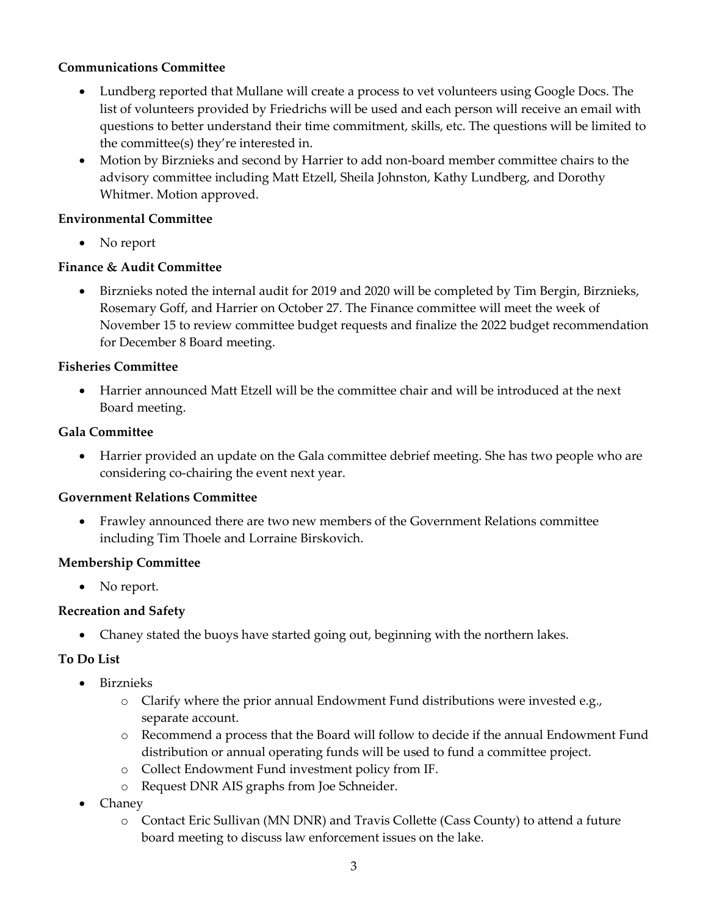**Communications Committee**

- Lundberg reported that Mullane will create a process to vet volunteers using Google Docs. The list of volunteers provided by Friedrichs will be used and each person will receive an email with questions to better understand their time commitment, skills, etc. The questions will be limited to the committee(s) they're interested in.
- Motion by Birznieks and second by Harrier to add non-board member committee chairs to the advisory committee including Matt Etzell, Sheila Johnston, Kathy Lundberg, and Dorothy Whitmer. Motion approved.

**Environmental Committee**

- No report

**Finance & Audit Committee**

- Birznieks noted the internal audit for 2019 and 2020 will be completed by Tim Bergin, Birznieks, Rosemary Goff, and Harrier on October 27. The Finance committee will meet the week of November 15 to review committee budget requests and finalize the 2022 budget recommendation for December 8 Board meeting.

**Fisheries Committee**

- Harrier announced Matt Etzell will be the committee chair and will be introduced at the next Board meeting.

**Gala Committee**

- Harrier provided an update on the Gala committee debrief meeting. She has two people who are considering co-chairing the event next year.

**Government Relations Committee**

- Frawley announced there are two new members of the Government Relations committee including Tim Thoele and Lorraine Birskovich.

**Membership Committee**

- No report.

**Recreation and Safety**

- Chaney stated the buoys have started going out, beginning with the northern lakes.

**To Do List**

- Birznieks
  - Clarify where the prior annual Endowment Fund distributions were invested e.g., separate account.
  - Recommend a process that the Board will follow to decide if the annual Endowment Fund distribution or annual operating funds will be used to fund a committee project.
  - Collect Endowment Fund investment policy from IF.
  - Request DNR AIS graphs from Joe Schneider.
- Chaney
  - Contact Eric Sullivan (MN DNR) and Travis Collette (Cass County) to attend a future board meeting to discuss law enforcement issues on the lake.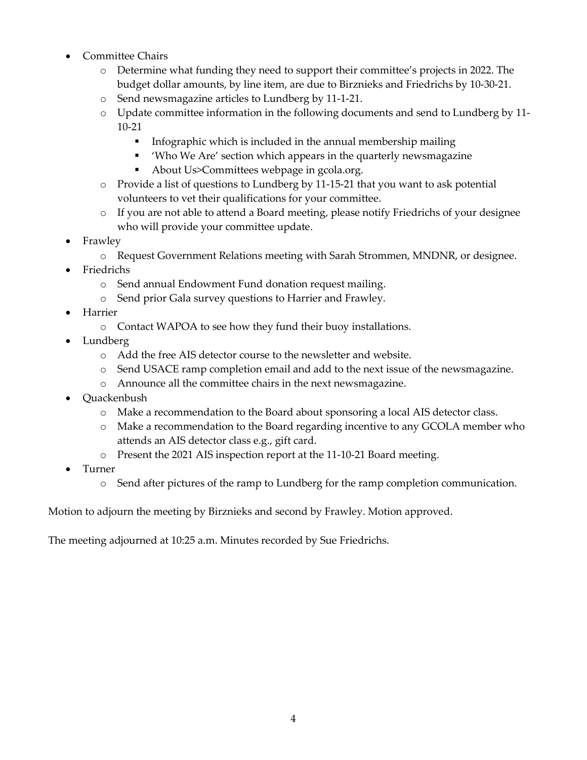- Committee Chairs
  - Determine what funding they need to support their committee's projects in 2022. The budget dollar amounts, by line item, are due to Birznieks and Friedrichs by 10-30-21.
  - Send newsmagazine articles to Lundberg by 11-1-21.
  - Update committee information in the following documents and send to Lundberg by 11-10-21
    - Infographic which is included in the annual membership mailing
    - 'Who We Are' section which appears in the quarterly newsmagazine
    - About Us>Committees webpage in gcola.org.
  - Provide a list of questions to Lundberg by 11-15-21 that you want to ask potential volunteers to vet their qualifications for your committee.
  - If you are not able to attend a Board meeting, please notify Friedrichs of your designee who will provide your committee update.
- Frawley
  - Request Government Relations meeting with Sarah Strommen, MNDNR, or designee.
- Friedrichs
  - Send annual Endowment Fund donation request mailing.
  - Send prior Gala survey questions to Harrier and Frawley.
- Harrier
  - Contact WAPOA to see how they fund their buoy installations.
- Lundberg
  - Add the free AIS detector course to the newsletter and website.
  - Send USACE ramp completion email and add to the next issue of the newsmagazine.
  - Announce all the committee chairs in the next newsmagazine.
- Quackenbush
  - Make a recommendation to the Board about sponsoring a local AIS detector class.
  - Make a recommendation to the Board regarding incentive to any GCOLA member who attends an AIS detector class e.g., gift card.
  - Present the 2021 AIS inspection report at the 11-10-21 Board meeting.
- Turner
  - Send after pictures of the ramp to Lundberg for the ramp completion communication.

Motion to adjourn the meeting by Birznieks and second by Frawley. Motion approved.

The meeting adjourned at 10:25 a.m. Minutes recorded by Sue Friedrichs.